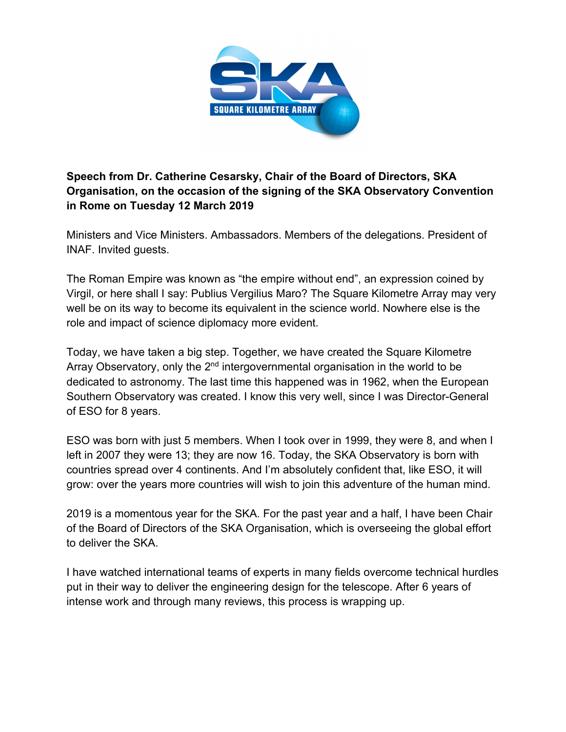**Speech from Dr. Catherine Cesarsky, Chair of the Board of Directors, SKA Organisation, on the occasion of the signing of the SKA Observatory Convention in Rome on Tuesday 12 March 2019**

Ministers and Vice Ministers. Ambassadors. Members of the delegations. President of INAF. Invited guests.

The Roman Empire was known as "the empire without end", an expression coined by Virgil, or here shall I say: Publius Vergilius Maro? The Square Kilometre Array may very well be on its way to become its equivalent in the science world. Nowhere else is the role and impact of science diplomacy more evident.

Today, we have taken a big step. Together, we have created the Square Kilometre Array Observatory, only the 2nd intergovernmental organisation in the world to be dedicated to astronomy. The last time this happened was in 1962, when the European Southern Observatory was created. I know this very well, since I was Director-General of ESO for 8 years.

ESO was born with just 5 members. When I took over in 1999, they were 8, and when I left in 2007 they were 13; they are now 16. Today, the SKA Observatory is born with countries spread over 4 continents. And I'm absolutely confident that, like ESO, it will grow: over the years more countries will wish to join this adventure of the human mind.

2019 is a momentous year for the SKA. For the past year and a half, I have been Chair of the Board of Directors of the SKA Organisation, which is overseeing the global effort to deliver the SKA.

I have watched international teams of experts in many fields overcome technical hurdles put in their way to deliver the engineering design for the telescope. After 6 years of intense work and through many reviews, this process is wrapping up.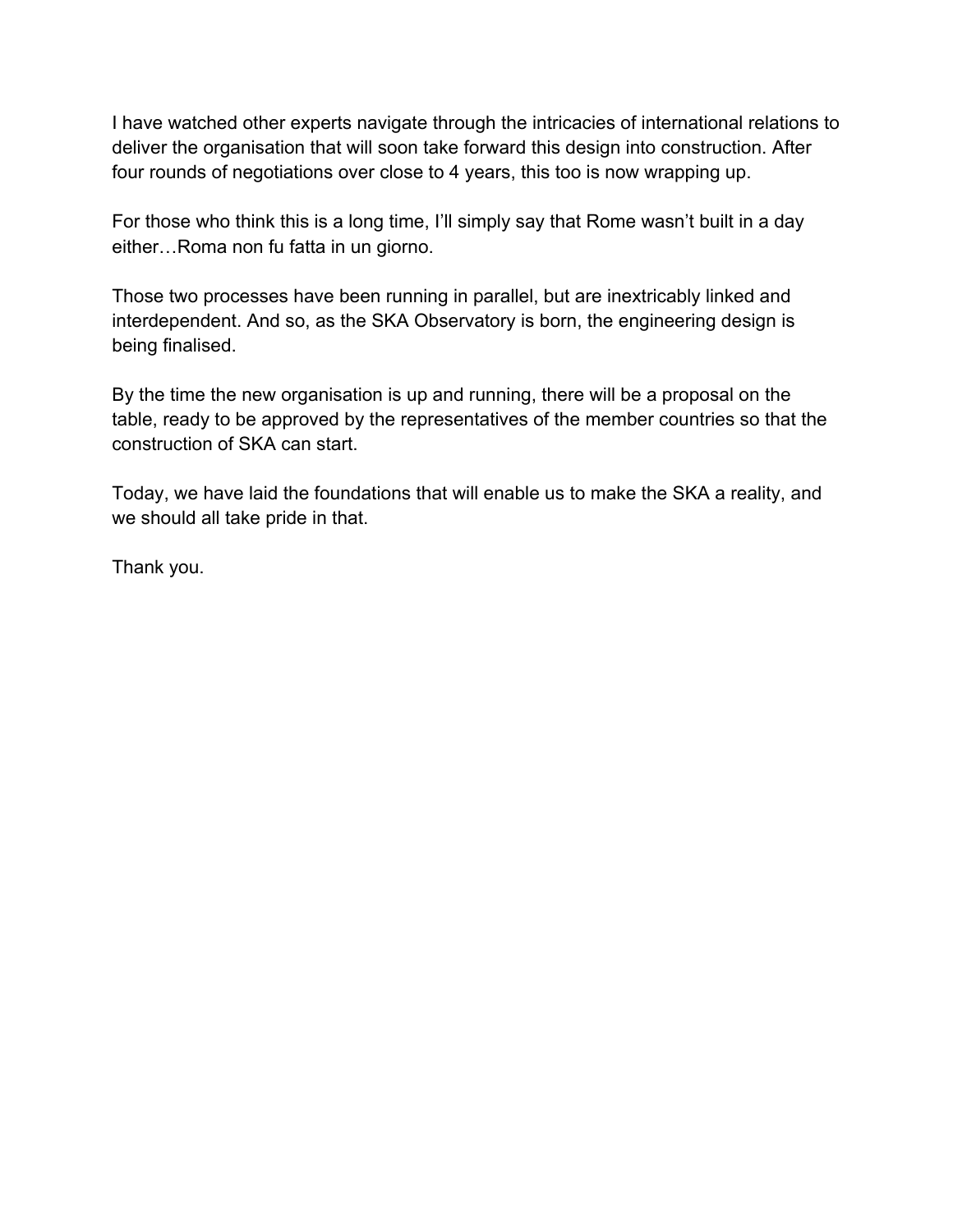I have watched other experts navigate through the intricacies of international relations to deliver the organisation that will soon take forward this design into construction. After four rounds of negotiations over close to 4 years, this too is now wrapping up.

For those who think this is a long time, I'll simply say that Rome wasn't built in a day either…Roma non fu fatta in un giorno.

Those two processes have been running in parallel, but are inextricably linked and interdependent. And so, as the SKA Observatory is born, the engineering design is being finalised.

By the time the new organisation is up and running, there will be a proposal on the table, ready to be approved by the representatives of the member countries so that the construction of SKA can start.

Today, we have laid the foundations that will enable us to make the SKA a reality, and we should all take pride in that.

Thank you.